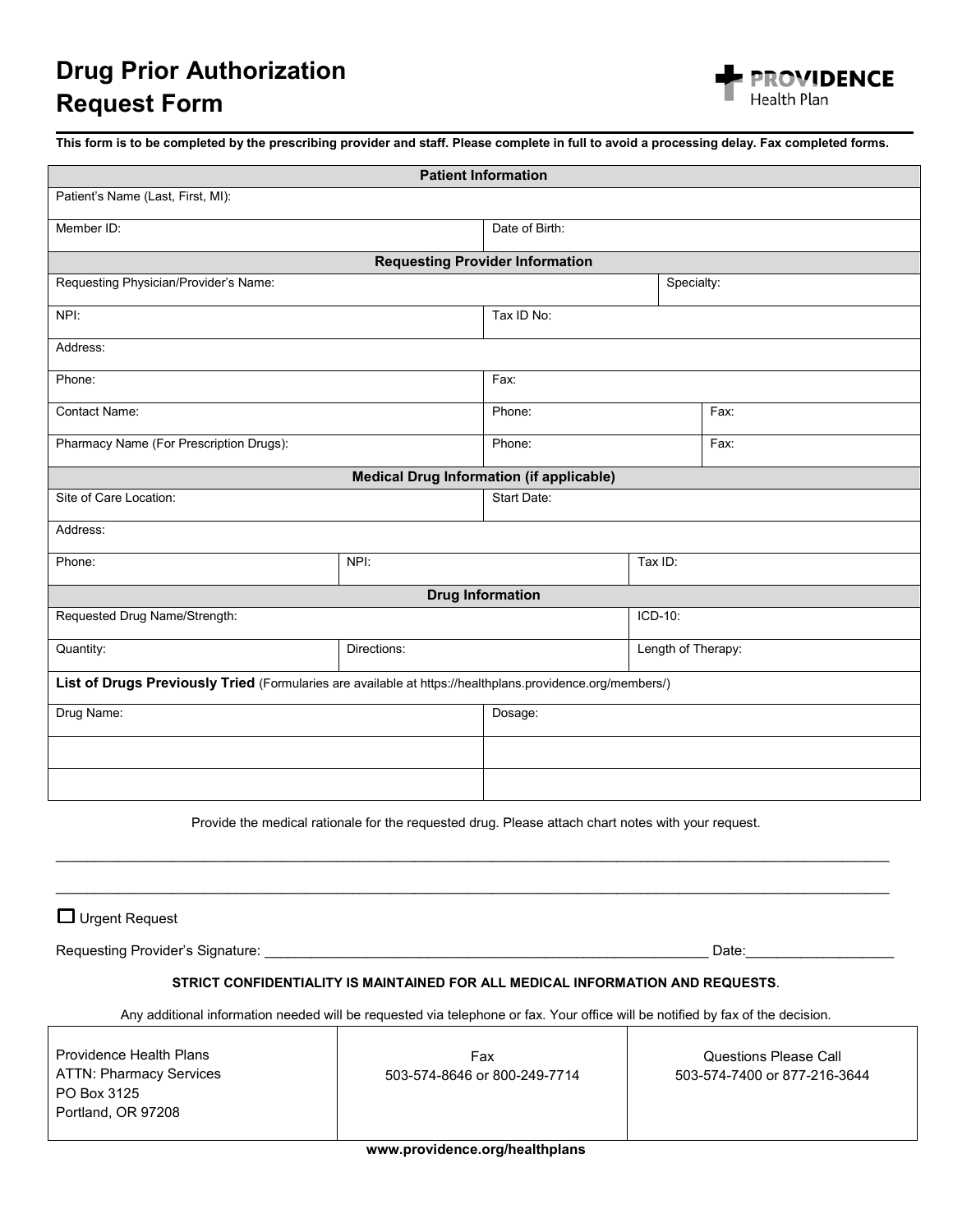# Drug Prior Authorization Request Form

**PROVIDENCE** Health Plan

**This form is to be completed by the prescribing provider and staff. Please complete in full to avoid a processing delay. Fax completed forms.**

| **Patient Information** | | |
|---|---|---|
| Patient's Name (Last, First, MI): | | |
| Member ID: | Date of Birth: | |

| **Requesting Provider Information** | | |
|---|---|---|
| Requesting Physician/Provider's Name: | | Specialty: |
| NPI: | Tax ID No: | |
| Address: | | |
| Phone: | Fax: | |
| Contact Name: | Phone: | Fax: |
| Pharmacy Name (For Prescription Drugs): | Phone: | Fax: |

| **Medical Drug Information (if applicable)** | | |
|---|---|---|
| Site of Care Location: | Start Date: | |
| Address: | | |
| Phone: | NPI: | Tax ID: |

| **Drug Information** | | |
|---|---|---|
| Requested Drug Name/Strength: | | ICD-10: |
| Quantity: | Directions: | Length of Therapy: |

**List of Drugs Previously Tried** (Formularies are available at https://healthplans.providence.org/members/)

| Drug Name: | Dosage: |
|---|---|
| | |
| | |

Provide the medical rationale for the requested drug. Please attach chart notes with your request.

___________________________________________________________________________

___________________________________________________________________________

☐ Urgent Request

Requesting Provider's Signature: ___________________________________ Date:__________________

**STRICT CONFIDENTIALITY IS MAINTAINED FOR ALL MEDICAL INFORMATION AND REQUESTS**.

Any additional information needed will be requested via telephone or fax. Your office will be notified by fax of the decision.

| Providence Health Plans<br>ATTN: Pharmacy Services<br>PO Box 3125<br>Portland, OR 97208 | Fax<br>503-574-8646 or 800-249-7714 | Questions Please Call<br>503-574-7400 or 877-216-3644 |
|---|---|---|

**www.providence.org/healthplans**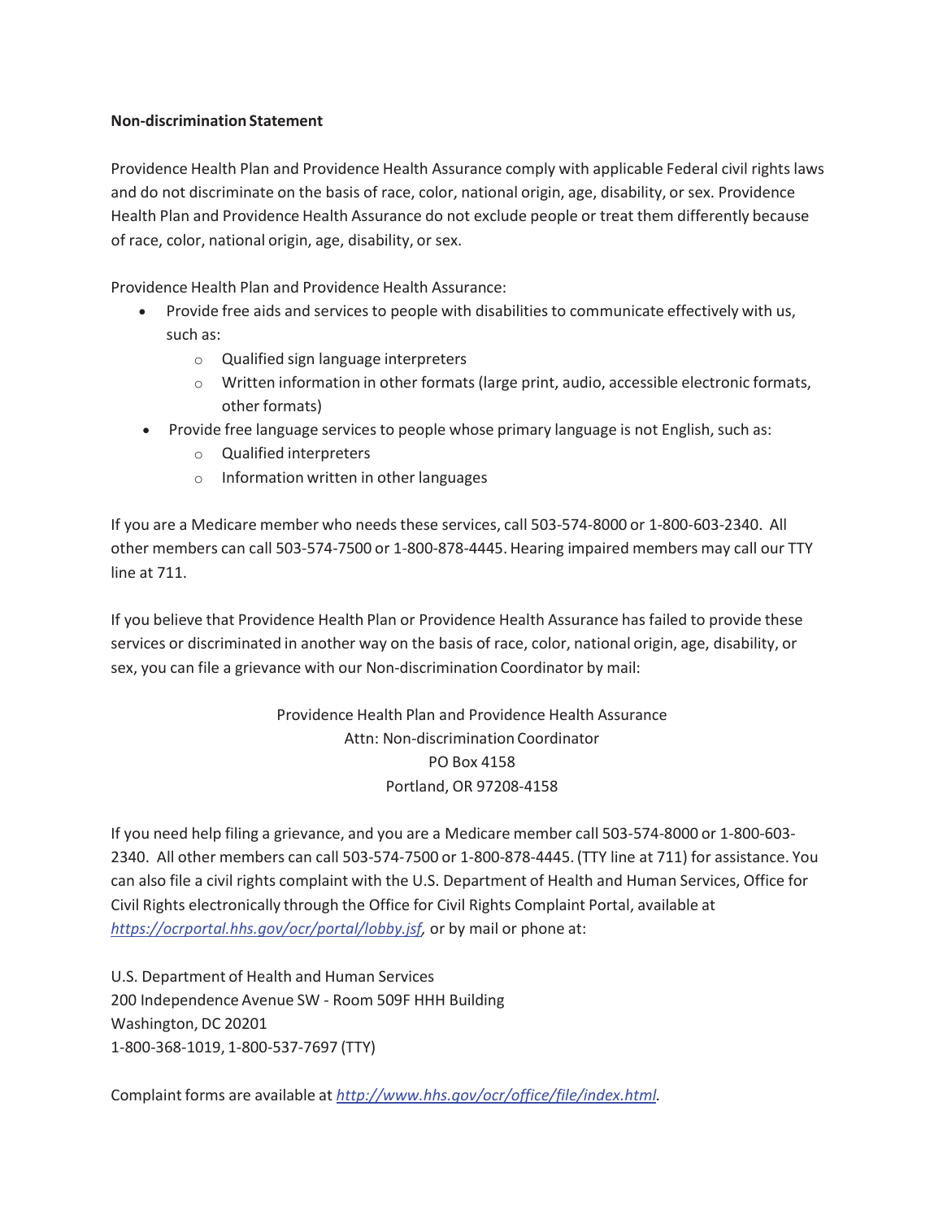**Non-discrimination Statement**

Providence Health Plan and Providence Health Assurance comply with applicable Federal civil rights laws and do not discriminate on the basis of race, color, national origin, age, disability, or sex. Providence Health Plan and Providence Health Assurance do not exclude people or treat them differently because of race, color, national origin, age, disability, or sex.

Providence Health Plan and Providence Health Assurance:

- Provide free aids and services to people with disabilities to communicate effectively with us, such as:
  - Qualified sign language interpreters
  - Written information in other formats (large print, audio, accessible electronic formats, other formats)
- Provide free language services to people whose primary language is not English, such as:
  - Qualified interpreters
  - Information written in other languages

If you are a Medicare member who needs these services, call 503-574-8000 or 1-800-603-2340. All other members can call 503-574-7500 or 1-800-878-4445. Hearing impaired members may call our TTY line at 711.

If you believe that Providence Health Plan or Providence Health Assurance has failed to provide these services or discriminated in another way on the basis of race, color, national origin, age, disability, or sex, you can file a grievance with our Non-discrimination Coordinator by mail:

Providence Health Plan and Providence Health Assurance
Attn: Non-discrimination Coordinator
PO Box 4158
Portland, OR 97208-4158

If you need help filing a grievance, and you are a Medicare member call 503-574-8000 or 1-800-603-2340. All other members can call 503-574-7500 or 1-800-878-4445. (TTY line at 711) for assistance. You can also file a civil rights complaint with the U.S. Department of Health and Human Services, Office for Civil Rights electronically through the Office for Civil Rights Complaint Portal, available at *https://ocrportal.hhs.gov/ocr/portal/lobby.jsf*, or by mail or phone at:

U.S. Department of Health and Human Services
200 Independence Avenue SW - Room 509F HHH Building
Washington, DC 20201
1-800-368-1019, 1-800-537-7697 (TTY)

Complaint forms are available at *http://www.hhs.gov/ocr/office/file/index.html*.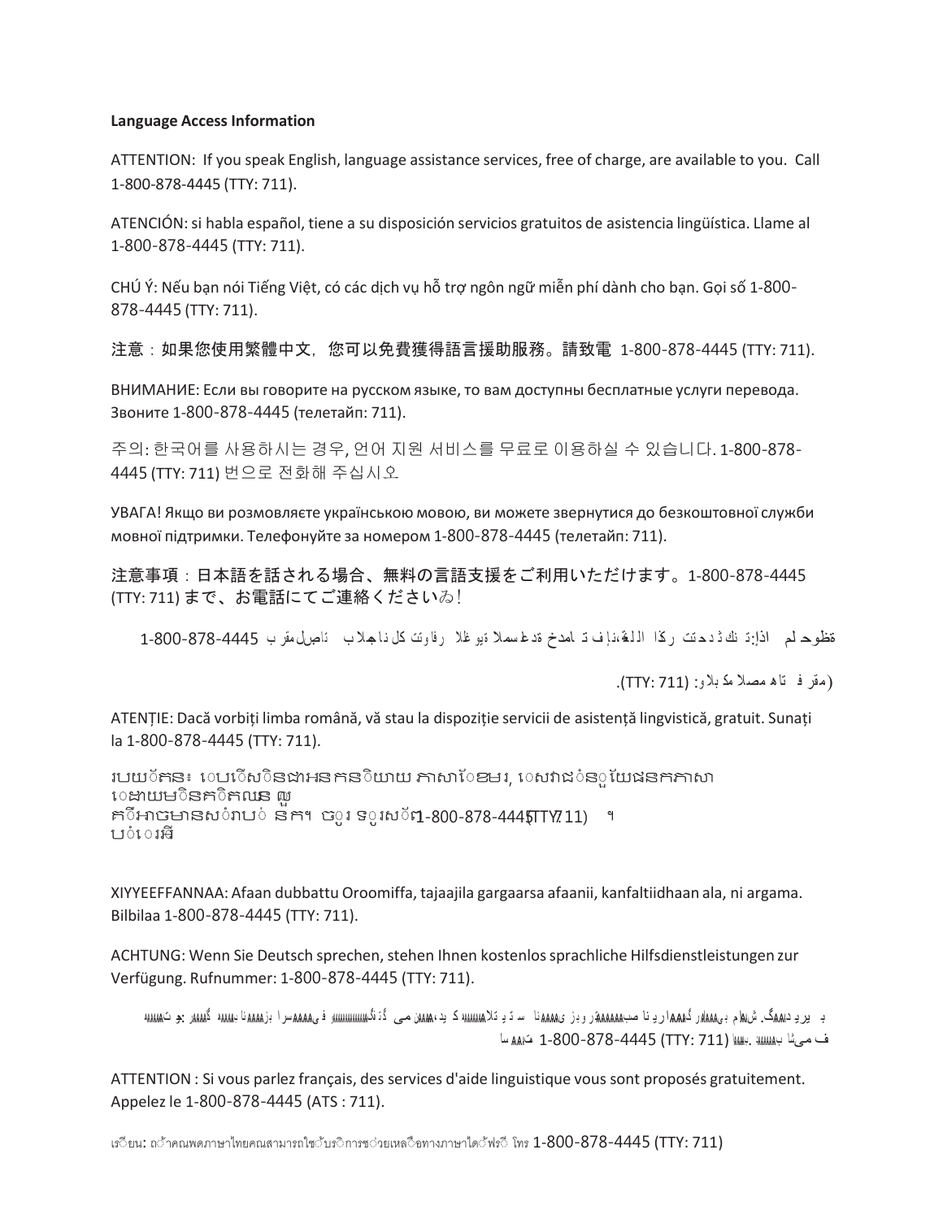**Language Access Information**

ATTENTION: If you speak English, language assistance services, free of charge, are available to you. Call 1-800-878-4445 (TTY: 711).

ATENCIÓN: si habla español, tiene a su disposición servicios gratuitos de asistencia lingüística. Llame al 1-800-878-4445 (TTY: 711).

CHÚ Ý: Nếu bạn nói Tiếng Việt, có các dịch vụ hỗ trợ ngôn ngữ miễn phí dành cho bạn. Gọi số 1-800-878-4445 (TTY: 711).

注意：如果您使用繁體中文，您可以免費獲得語言援助服務。請致電 1-800-878-4445 (TTY: 711).

ВНИМАНИЕ: Если вы говорите на русском языке, то вам доступны бесплатные услуги перевода. Звоните 1-800-878-4445 (телетайп: 711).

주의: 한국어를 사용하시는 경우, 언어 지원 서비스를 무료로 이용하실 수 있습니다. 1-800-878-4445 (TTY: 711) 번으로 전화해 주십시오

УВАГА! Якщо ви розмовляєте українською мовою, ви можете звернутися до безкоштовної служби мовної підтримки. Телефонуйте за номером 1-800-878-4445 (телетайп: 711).

注意事項：日本語を話される場合、無料の言語支援をご利用いただけます。1-800-878-4445 (TTY: 711) まで、お電話にてご連絡くださいゐ!

ملحوظة: إذا كنت تتحدث اذكر اللغة، فإن خدمات المساعدة اللغوية تتوافر لك بالمجان. اتصل برقم 1-800-878-4445 (رقم هاتف الصم والبكم: (TTY: 711).

ATENȚIE: Dacă vorbiți limba română, vă stau la dispoziție servicii de asistență lingvistică, gratuit. Sunați la 1-800-878-4445 (TTY: 711).

ប្រយ័ត្ន៖ បើសិនជាអ្នកនិយាយ ភាសាខ្មែរ, សេវាជំនួយផ្នែកភាសា ដោយមិនគិតឈ្នួល គឺអាចមានសំរាប់បំរើអ្នក។ ចូរ ទូរស័ព្ទ 1-800-878-4445 (TTY: 711)។

XIYYEEFFANNAA: Afaan dubbattu Oroomiffa, tajaajila gargaarsa afaanii, kanfaltiidhaan ala, ni argama. Bilbilaa 1-800-878-4445 (TTY: 711).

ACHTUNG: Wenn Sie Deutsch sprechen, stehen Ihnen kostenlos sprachliche Hilfsdienstleistungen zur Verfügung. Rufnummer: 1-800-878-4445 (TTY: 711).

توجه: اگر به زبان فارسی گفتگو می کنید، تسهیلات زبانی بصورت رایگان برای شما فراهم می باشد. با 1-800-878-4445 (TTY: 711) تماس بگیرید.

ATTENTION : Si vous parlez français, des services d'aide linguistique vous sont proposés gratuitement. Appelez le 1-800-878-4445 (ATS : 711).

เรียน: ถ้าคุณพูดภาษาไทยคุณสามารถใช้บริการช่วยเหลือทางภาษาได้ฟรี โทร 1-800-878-4445 (TTY: 711)